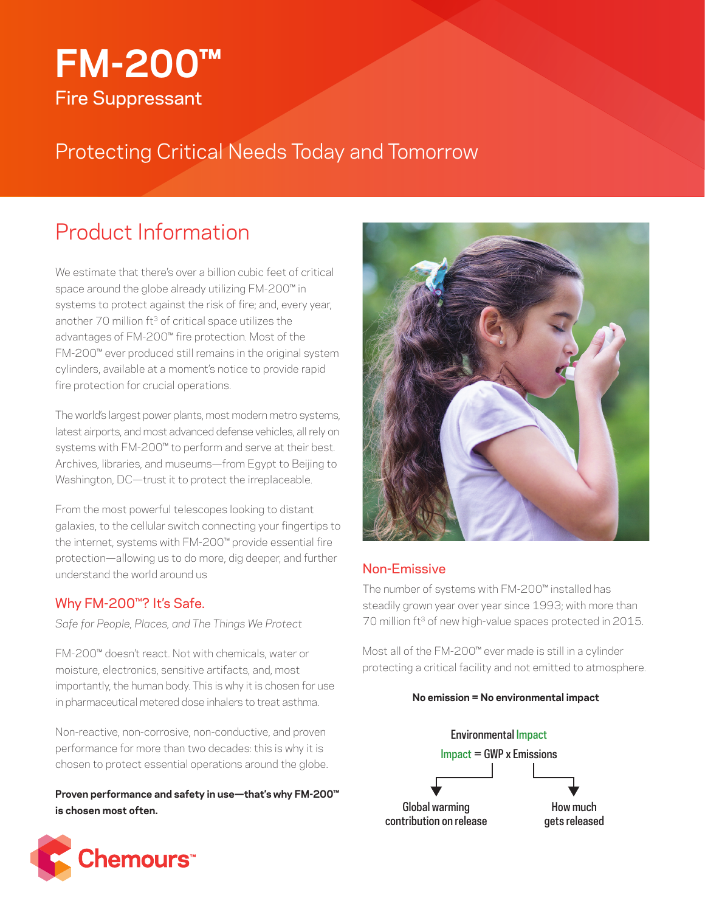# FM-200™

## Fire Suppressant

## Protecting Critical Needs Today and Tomorrow

## Product Information

We estimate that there's over a billion cubic feet of critical space around the globe already utilizing FM-200™ in systems to protect against the risk of fire; and, every year, another 70 million $ft^3$ of critical space utilizes the advantages of FM-200™ fire protection. Most of the FM-200™ ever produced still remains in the original system cylinders, available at a moment's notice to provide rapid fire protection for crucial operations.

The world's largest power plants, most modern metro systems, latest airports, and most advanced defense vehicles, all rely on systems with FM-200™ to perform and serve at their best. Archives, libraries, and museums—from Egypt to Beijing to Washington, DC—trust it to protect the irreplaceable.

From the most powerful telescopes looking to distant galaxies, to the cellular switch connecting your fingertips to the internet, systems with FM-200™ provide essential fire protection—allowing us to do more, dig deeper, and further understand the world around us

### Why FM-200™? It's Safe.

*Safe for People, Places, and The Things We Protect*

FM-200™ doesn't react. Not with chemicals, water or moisture, electronics, sensitive artifacts, and, most importantly, the human body. This is why it is chosen for use in pharmaceutical metered dose inhalers to treat asthma.

Non-reactive, non-corrosive, non-conductive, and proven performance for more than two decades: this is why it is chosen to protect essential operations around the globe.

**Proven performance and safety in use—that's why FM-200™ is chosen most often.**

### Non-Emissive

The number of systems with FM-200™ installed has steadily grown year over year since 1993; with more than 70 million $ft^3$ of new high-value spaces protected in 2015.

Most all of the FM-200™ ever made is still in a cylinder protecting a critical facility and not emitted to atmosphere.

**No emission = No environmental impact**

Environmental Impact

Impact = GWP x Emissions

- GWP: Global warming contribution on release
- Emissions: How much gets released

Chemours™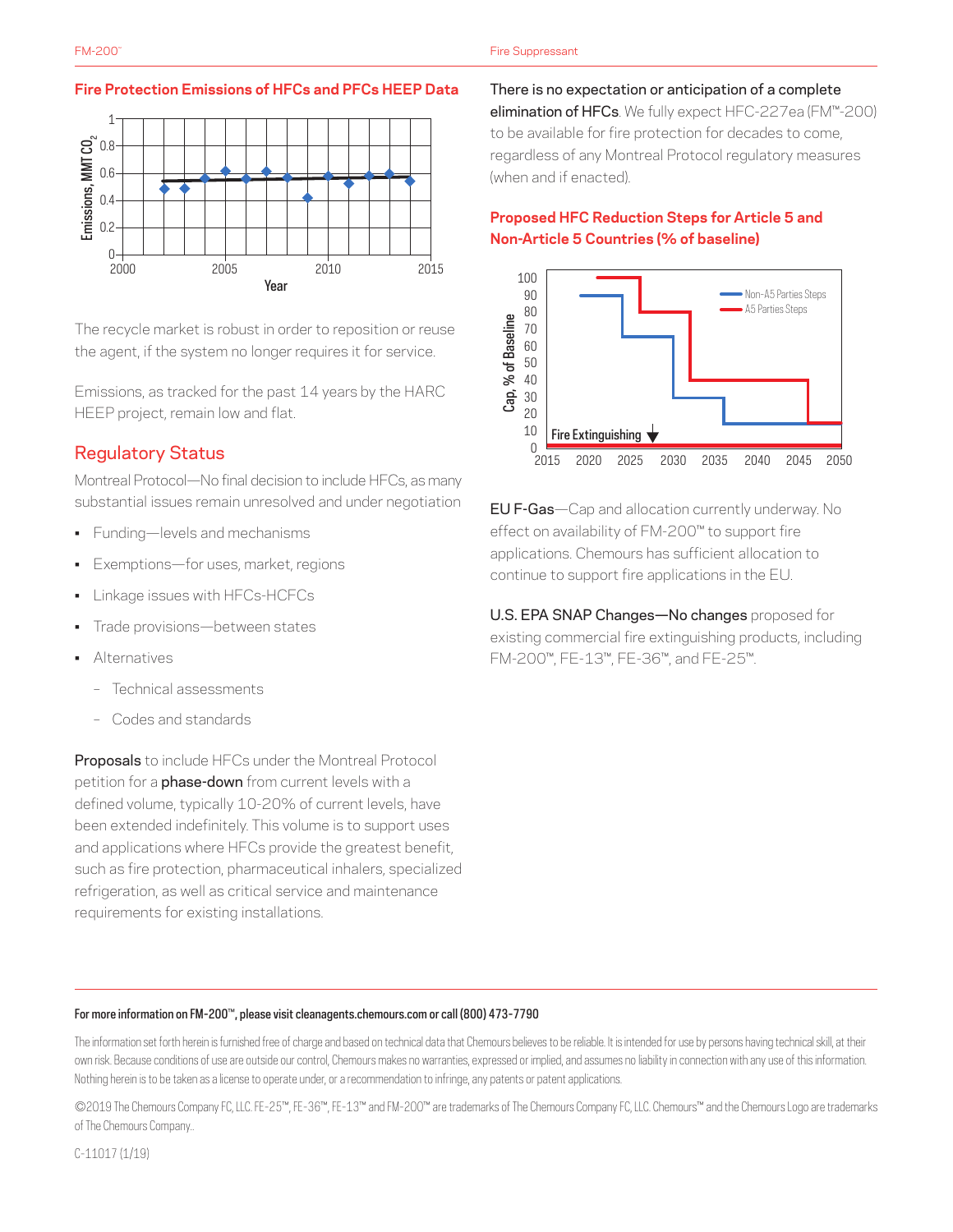## Fire Protection Emissions of HFCs and PFCs HEEP Data

Emissions, MMT $CO_2$

1
0.8
0.6
0.4
0.2
0

2000 2005 2010 2015

Year

The recycle market is robust in order to reposition or reuse the agent, if the system no longer requires it for service.

Emissions, as tracked for the past 14 years by the HARC HEEP project, remain low and flat.

## Regulatory Status

Montreal Protocol—No final decision to include HFCs, as many substantial issues remain unresolved and under negotiation

- Funding—levels and mechanisms
- Exemptions—for uses, market, regions
- Linkage issues with HFCs-HCFCs
- Trade provisions—between states
- Alternatives
  - Technical assessments
  - Codes and standards

**Proposals** to include HFCs under the Montreal Protocol petition for a **phase-down** from current levels with a defined volume, typically 10-20% of current levels, have been extended indefinitely. This volume is to support uses and applications where HFCs provide the greatest benefit, such as fire protection, pharmaceutical inhalers, specialized refrigeration, as well as critical service and maintenance requirements for existing installations.

**There is no expectation or anticipation of a complete elimination of HFCs**. We fully expect HFC-227ea (FM™-200) to be available for fire protection for decades to come, regardless of any Montreal Protocol regulatory measures (when and if enacted).

## Proposed HFC Reduction Steps for Article 5 and Non-Article 5 Countries (% of baseline)

Cap, % of Baseline

100
90
80
70
60
50
40
30
20
10
0

2015 2020 2025 2030 2035 2040 2045 2050

Non-A5 Parties Steps
A5 Parties Steps

Fire Extinguishing

**EU F-Gas**—Cap and allocation currently underway. No effect on availability of FM-200™ to support fire applications. Chemours has sufficient allocation to continue to support fire applications in the EU.

**U.S. EPA SNAP Changes—No changes** proposed for existing commercial fire extinguishing products, including FM-200™, FE-13™, FE-36™, and FE-25™.

---

**For more information on FM-200™, please visit cleanagents.chemours.com or call (800) 473-7790**

The information set forth herein is furnished free of charge and based on technical data that Chemours believes to be reliable. It is intended for use by persons having technical skill, at their own risk. Because conditions of use are outside our control, Chemours makes no warranties, expressed or implied, and assumes no liability in connection with any use of this information. Nothing herein is to be taken as a license to operate under, or a recommendation to infringe, any patents or patent applications.

©2019 The Chemours Company FC, LLC. FE-25™, FE-36™, FE-13™ and FM-200™ are trademarks of The Chemours Company FC, LLC. Chemours™ and the Chemours Logo are trademarks of The Chemours Company..

C-11017 (1/19)